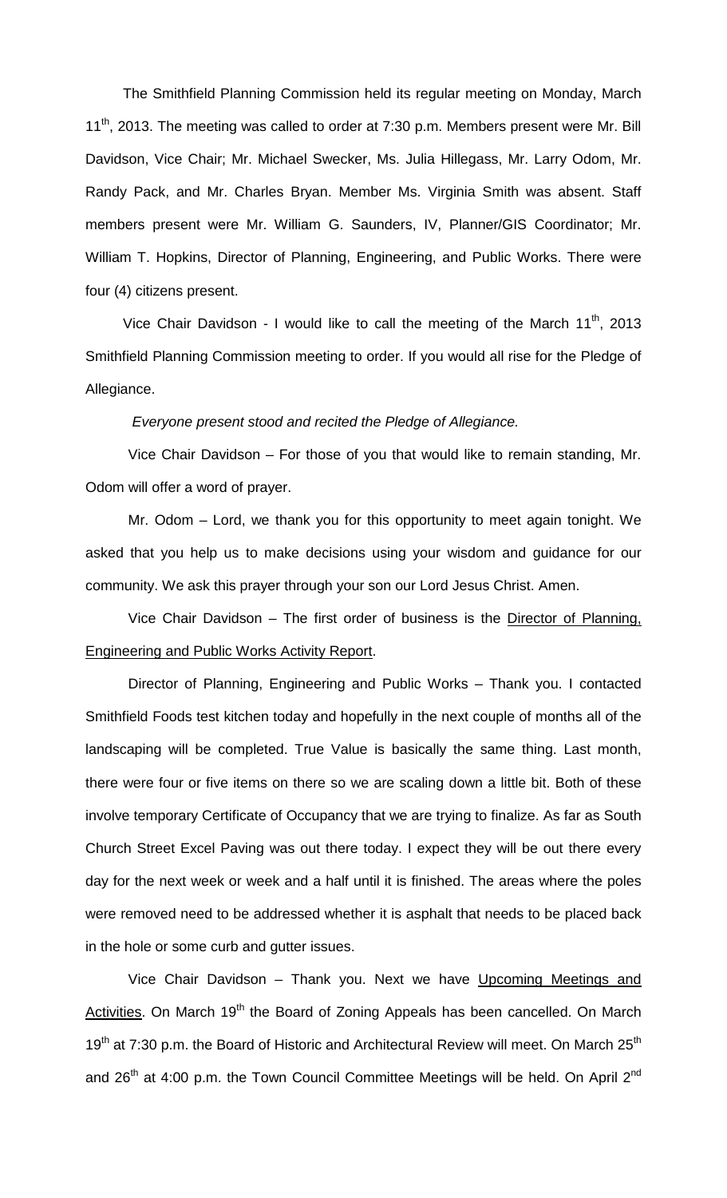The Smithfield Planning Commission held its regular meeting on Monday, March 11th, 2013. The meeting was called to order at 7:30 p.m. Members present were Mr. Bill Davidson, Vice Chair; Mr. Michael Swecker, Ms. Julia Hillegass, Mr. Larry Odom, Mr. Randy Pack, and Mr. Charles Bryan. Member Ms. Virginia Smith was absent. Staff members present were Mr. William G. Saunders, IV, Planner/GIS Coordinator; Mr. William T. Hopkins, Director of Planning, Engineering, and Public Works. There were four (4) citizens present.

Vice Chair Davidson - I would like to call the meeting of the March 11th, 2013 Smithfield Planning Commission meeting to order. If you would all rise for the Pledge of Allegiance.

*Everyone present stood and recited the Pledge of Allegiance.*

Vice Chair Davidson – For those of you that would like to remain standing, Mr. Odom will offer a word of prayer.

Mr. Odom – Lord, we thank you for this opportunity to meet again tonight. We asked that you help us to make decisions using your wisdom and guidance for our community. We ask this prayer through your son our Lord Jesus Christ. Amen.

Vice Chair Davidson – The first order of business is the Director of Planning, Engineering and Public Works Activity Report.

Director of Planning, Engineering and Public Works – Thank you. I contacted Smithfield Foods test kitchen today and hopefully in the next couple of months all of the landscaping will be completed. True Value is basically the same thing. Last month, there were four or five items on there so we are scaling down a little bit. Both of these involve temporary Certificate of Occupancy that we are trying to finalize. As far as South Church Street Excel Paving was out there today. I expect they will be out there every day for the next week or week and a half until it is finished. The areas where the poles were removed need to be addressed whether it is asphalt that needs to be placed back in the hole or some curb and gutter issues.

Vice Chair Davidson – Thank you. Next we have Upcoming Meetings and Activities. On March 19th the Board of Zoning Appeals has been cancelled. On March 19th at 7:30 p.m. the Board of Historic and Architectural Review will meet. On March 25th and 26th at 4:00 p.m. the Town Council Committee Meetings will be held. On April 2nd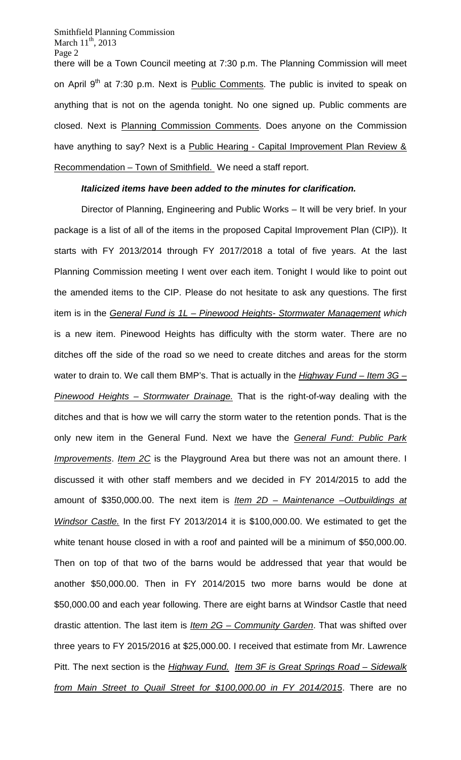there will be a Town Council meeting at 7:30 p.m. The Planning Commission will meet on April 9th at 7:30 p.m. Next is <u>Public Comments</u>. The public is invited to speak on anything that is not on the agenda tonight. No one signed up. Public comments are closed. Next is <u>Planning Commission Comments</u>. Does anyone on the Commission have anything to say? Next is a <u>Public Hearing - Capital Improvement Plan Review & Recommendation – Town of Smithfield.</u> We need a staff report.

***Italicized items have been added to the minutes for clarification.***

Director of Planning, Engineering and Public Works – It will be very brief. In your package is a list of all of the items in the proposed Capital Improvement Plan (CIP)). It starts with FY 2013/2014 through FY 2017/2018 a total of five years. At the last Planning Commission meeting I went over each item. Tonight I would like to point out the amended items to the CIP. Please do not hesitate to ask any questions. The first item is in the <u>*General Fund is 1L – Pinewood Heights- Stormwater Management*</u> *which* is a new item. Pinewood Heights has difficulty with the storm water. There are no ditches off the side of the road so we need to create ditches and areas for the storm water to drain to. We call them BMP's. That is actually in the <u>*Highway Fund – Item 3G – Pinewood Heights – Stormwater Drainage.*</u> That is the right-of-way dealing with the ditches and that is how we will carry the storm water to the retention ponds. That is the only new item in the General Fund. Next we have the <u>*General Fund: Public Park Improvements*</u>. <u>*Item 2C*</u> is the Playground Area but there was not an amount there. I discussed it with other staff members and we decided in FY 2014/2015 to add the amount of $350,000.00. The next item is <u>*Item 2D – Maintenance –Outbuildings at Windsor Castle.*</u> In the first FY 2013/2014 it is $100,000.00. We estimated to get the white tenant house closed in with a roof and painted will be a minimum of $50,000.00. Then on top of that two of the barns would be addressed that year that would be another $50,000.00. Then in FY 2014/2015 two more barns would be done at $50,000.00 and each year following. There are eight barns at Windsor Castle that need drastic attention. The last item is <u>*Item 2G – Community Garden*</u>. That was shifted over three years to FY 2015/2016 at $25,000.00. I received that estimate from Mr. Lawrence Pitt. The next section is the <u>*Highway Fund.*</u> <u>*Item 3F is Great Springs Road – Sidewalk from Main Street to Quail Street for $100,000.00 in FY 2014/2015*</u>. There are no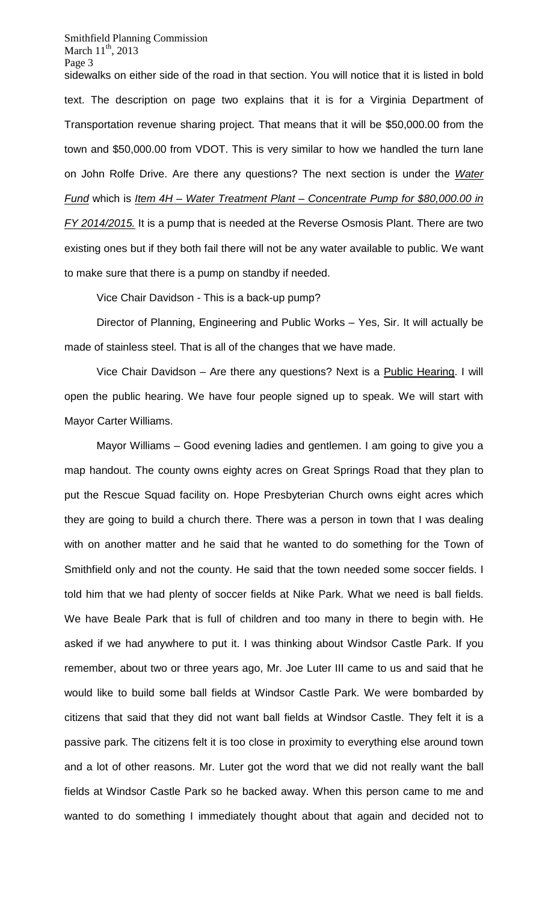sidewalks on either side of the road in that section. You will notice that it is listed in bold text. The description on page two explains that it is for a Virginia Department of Transportation revenue sharing project. That means that it will be $50,000.00 from the town and $50,000.00 from VDOT. This is very similar to how we handled the turn lane on John Rolfe Drive. Are there any questions? The next section is under the *Water Fund* which is *Item 4H – Water Treatment Plant – Concentrate Pump for $80,000.00 in FY 2014/2015.* It is a pump that is needed at the Reverse Osmosis Plant. There are two existing ones but if they both fail there will not be any water available to public. We want to make sure that there is a pump on standby if needed.

Vice Chair Davidson - This is a back-up pump?

Director of Planning, Engineering and Public Works – Yes, Sir. It will actually be made of stainless steel. That is all of the changes that we have made.

Vice Chair Davidson – Are there any questions? Next is a Public Hearing. I will open the public hearing. We have four people signed up to speak. We will start with Mayor Carter Williams.

Mayor Williams – Good evening ladies and gentlemen. I am going to give you a map handout. The county owns eighty acres on Great Springs Road that they plan to put the Rescue Squad facility on. Hope Presbyterian Church owns eight acres which they are going to build a church there. There was a person in town that I was dealing with on another matter and he said that he wanted to do something for the Town of Smithfield only and not the county. He said that the town needed some soccer fields. I told him that we had plenty of soccer fields at Nike Park. What we need is ball fields. We have Beale Park that is full of children and too many in there to begin with. He asked if we had anywhere to put it. I was thinking about Windsor Castle Park. If you remember, about two or three years ago, Mr. Joe Luter III came to us and said that he would like to build some ball fields at Windsor Castle Park. We were bombarded by citizens that said that they did not want ball fields at Windsor Castle. They felt it is a passive park. The citizens felt it is too close in proximity to everything else around town and a lot of other reasons. Mr. Luter got the word that we did not really want the ball fields at Windsor Castle Park so he backed away. When this person came to me and wanted to do something I immediately thought about that again and decided not to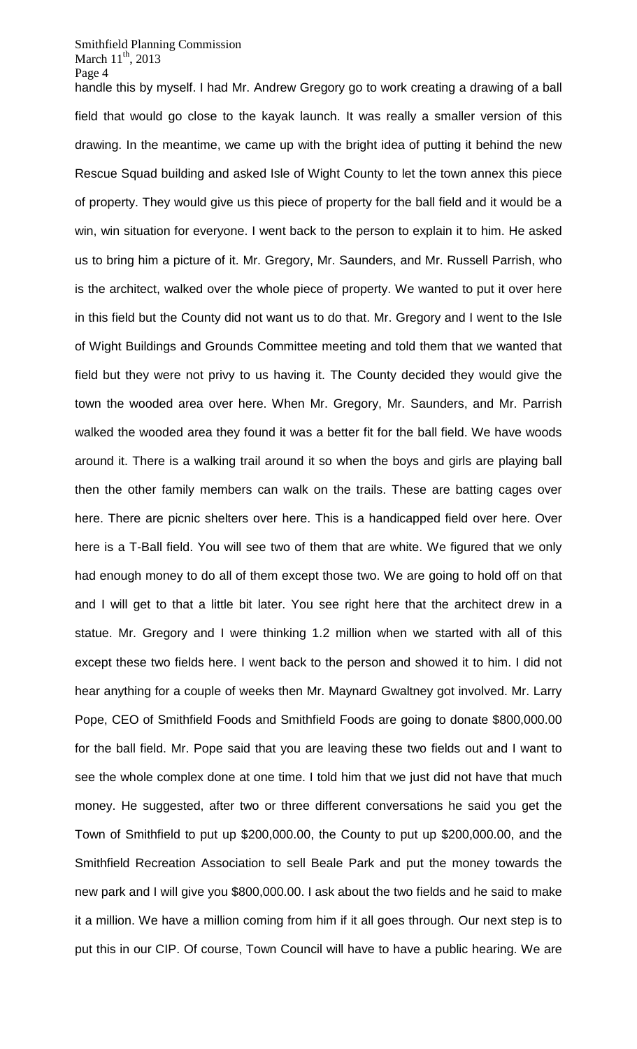handle this by myself. I had Mr. Andrew Gregory go to work creating a drawing of a ball field that would go close to the kayak launch. It was really a smaller version of this drawing. In the meantime, we came up with the bright idea of putting it behind the new Rescue Squad building and asked Isle of Wight County to let the town annex this piece of property. They would give us this piece of property for the ball field and it would be a win, win situation for everyone. I went back to the person to explain it to him. He asked us to bring him a picture of it. Mr. Gregory, Mr. Saunders, and Mr. Russell Parrish, who is the architect, walked over the whole piece of property. We wanted to put it over here in this field but the County did not want us to do that. Mr. Gregory and I went to the Isle of Wight Buildings and Grounds Committee meeting and told them that we wanted that field but they were not privy to us having it. The County decided they would give the town the wooded area over here. When Mr. Gregory, Mr. Saunders, and Mr. Parrish walked the wooded area they found it was a better fit for the ball field. We have woods around it. There is a walking trail around it so when the boys and girls are playing ball then the other family members can walk on the trails. These are batting cages over here. There are picnic shelters over here. This is a handicapped field over here. Over here is a T-Ball field. You will see two of them that are white. We figured that we only had enough money to do all of them except those two. We are going to hold off on that and I will get to that a little bit later. You see right here that the architect drew in a statue. Mr. Gregory and I were thinking 1.2 million when we started with all of this except these two fields here. I went back to the person and showed it to him. I did not hear anything for a couple of weeks then Mr. Maynard Gwaltney got involved. Mr. Larry Pope, CEO of Smithfield Foods and Smithfield Foods are going to donate $800,000.00 for the ball field. Mr. Pope said that you are leaving these two fields out and I want to see the whole complex done at one time. I told him that we just did not have that much money. He suggested, after two or three different conversations he said you get the Town of Smithfield to put up $200,000.00, the County to put up $200,000.00, and the Smithfield Recreation Association to sell Beale Park and put the money towards the new park and I will give you $800,000.00. I ask about the two fields and he said to make it a million. We have a million coming from him if it all goes through. Our next step is to put this in our CIP. Of course, Town Council will have to have a public hearing. We are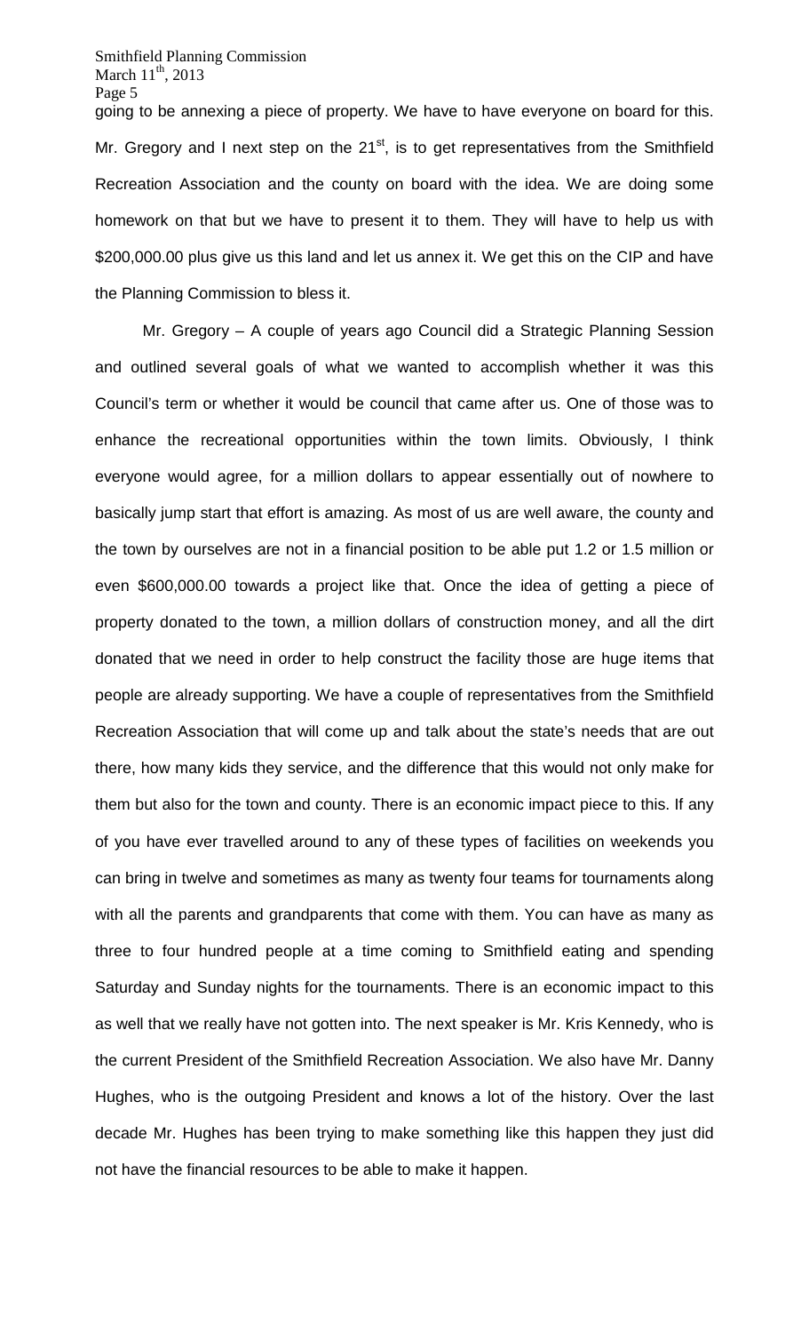going to be annexing a piece of property. We have to have everyone on board for this. Mr. Gregory and I next step on the 21st, is to get representatives from the Smithfield Recreation Association and the county on board with the idea. We are doing some homework on that but we have to present it to them. They will have to help us with \$200,000.00 plus give us this land and let us annex it. We get this on the CIP and have the Planning Commission to bless it.

Mr. Gregory – A couple of years ago Council did a Strategic Planning Session and outlined several goals of what we wanted to accomplish whether it was this Council's term or whether it would be council that came after us. One of those was to enhance the recreational opportunities within the town limits. Obviously, I think everyone would agree, for a million dollars to appear essentially out of nowhere to basically jump start that effort is amazing. As most of us are well aware, the county and the town by ourselves are not in a financial position to be able put 1.2 or 1.5 million or even \$600,000.00 towards a project like that. Once the idea of getting a piece of property donated to the town, a million dollars of construction money, and all the dirt donated that we need in order to help construct the facility those are huge items that people are already supporting. We have a couple of representatives from the Smithfield Recreation Association that will come up and talk about the state's needs that are out there, how many kids they service, and the difference that this would not only make for them but also for the town and county. There is an economic impact piece to this. If any of you have ever travelled around to any of these types of facilities on weekends you can bring in twelve and sometimes as many as twenty four teams for tournaments along with all the parents and grandparents that come with them. You can have as many as three to four hundred people at a time coming to Smithfield eating and spending Saturday and Sunday nights for the tournaments. There is an economic impact to this as well that we really have not gotten into. The next speaker is Mr. Kris Kennedy, who is the current President of the Smithfield Recreation Association. We also have Mr. Danny Hughes, who is the outgoing President and knows a lot of the history. Over the last decade Mr. Hughes has been trying to make something like this happen they just did not have the financial resources to be able to make it happen.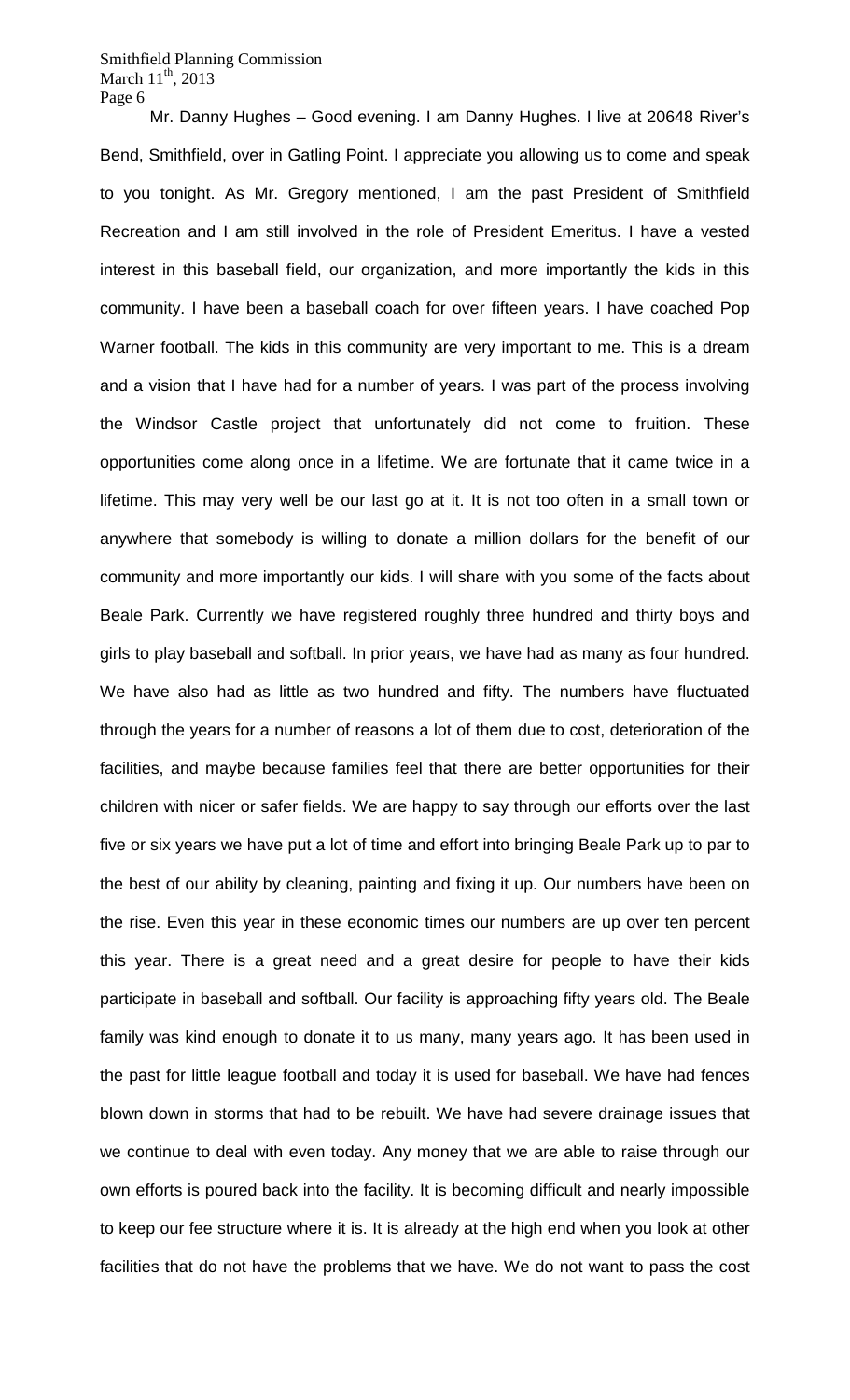Mr. Danny Hughes – Good evening. I am Danny Hughes. I live at 20648 River's Bend, Smithfield, over in Gatling Point. I appreciate you allowing us to come and speak to you tonight. As Mr. Gregory mentioned, I am the past President of Smithfield Recreation and I am still involved in the role of President Emeritus. I have a vested interest in this baseball field, our organization, and more importantly the kids in this community. I have been a baseball coach for over fifteen years. I have coached Pop Warner football. The kids in this community are very important to me. This is a dream and a vision that I have had for a number of years. I was part of the process involving the Windsor Castle project that unfortunately did not come to fruition. These opportunities come along once in a lifetime. We are fortunate that it came twice in a lifetime. This may very well be our last go at it. It is not too often in a small town or anywhere that somebody is willing to donate a million dollars for the benefit of our community and more importantly our kids. I will share with you some of the facts about Beale Park. Currently we have registered roughly three hundred and thirty boys and girls to play baseball and softball. In prior years, we have had as many as four hundred. We have also had as little as two hundred and fifty. The numbers have fluctuated through the years for a number of reasons a lot of them due to cost, deterioration of the facilities, and maybe because families feel that there are better opportunities for their children with nicer or safer fields. We are happy to say through our efforts over the last five or six years we have put a lot of time and effort into bringing Beale Park up to par to the best of our ability by cleaning, painting and fixing it up. Our numbers have been on the rise. Even this year in these economic times our numbers are up over ten percent this year. There is a great need and a great desire for people to have their kids participate in baseball and softball. Our facility is approaching fifty years old. The Beale family was kind enough to donate it to us many, many years ago. It has been used in the past for little league football and today it is used for baseball. We have had fences blown down in storms that had to be rebuilt. We have had severe drainage issues that we continue to deal with even today. Any money that we are able to raise through our own efforts is poured back into the facility. It is becoming difficult and nearly impossible to keep our fee structure where it is. It is already at the high end when you look at other facilities that do not have the problems that we have. We do not want to pass the cost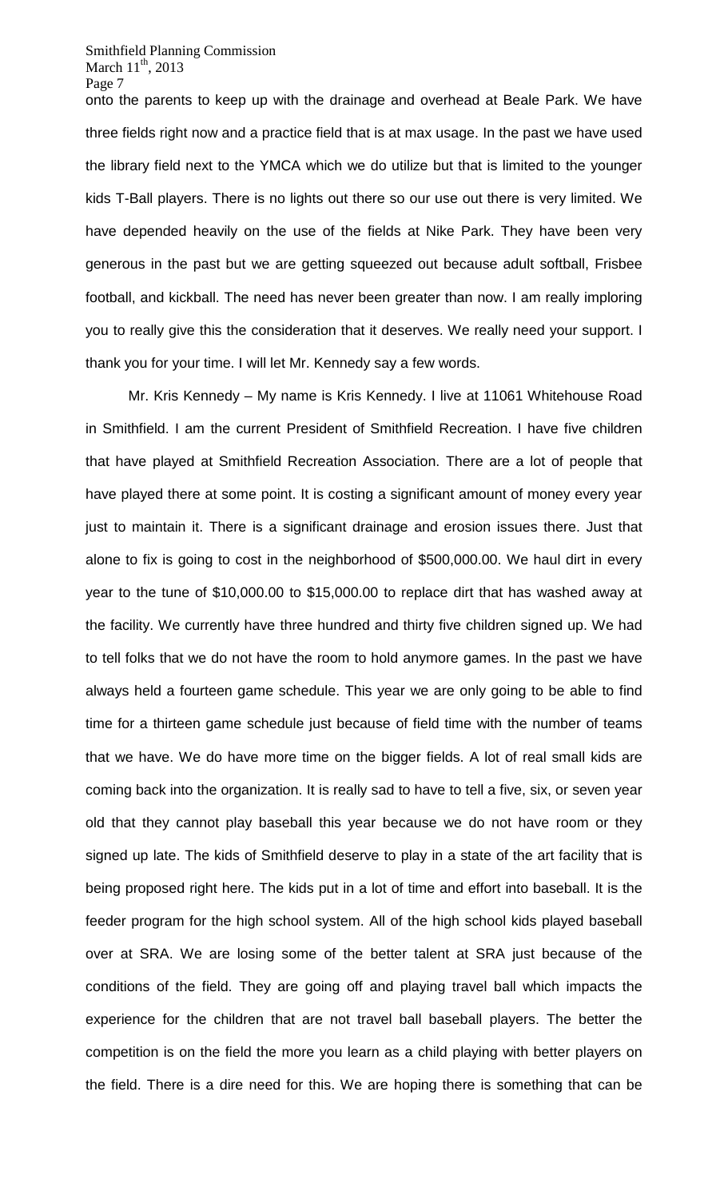onto the parents to keep up with the drainage and overhead at Beale Park. We have three fields right now and a practice field that is at max usage. In the past we have used the library field next to the YMCA which we do utilize but that is limited to the younger kids T-Ball players. There is no lights out there so our use out there is very limited. We have depended heavily on the use of the fields at Nike Park. They have been very generous in the past but we are getting squeezed out because adult softball, Frisbee football, and kickball. The need has never been greater than now. I am really imploring you to really give this the consideration that it deserves. We really need your support. I thank you for your time. I will let Mr. Kennedy say a few words.

Mr. Kris Kennedy – My name is Kris Kennedy. I live at 11061 Whitehouse Road in Smithfield. I am the current President of Smithfield Recreation. I have five children that have played at Smithfield Recreation Association. There are a lot of people that have played there at some point. It is costing a significant amount of money every year just to maintain it. There is a significant drainage and erosion issues there. Just that alone to fix is going to cost in the neighborhood of $500,000.00. We haul dirt in every year to the tune of $10,000.00 to $15,000.00 to replace dirt that has washed away at the facility. We currently have three hundred and thirty five children signed up. We had to tell folks that we do not have the room to hold anymore games. In the past we have always held a fourteen game schedule. This year we are only going to be able to find time for a thirteen game schedule just because of field time with the number of teams that we have. We do have more time on the bigger fields. A lot of real small kids are coming back into the organization. It is really sad to have to tell a five, six, or seven year old that they cannot play baseball this year because we do not have room or they signed up late. The kids of Smithfield deserve to play in a state of the art facility that is being proposed right here. The kids put in a lot of time and effort into baseball. It is the feeder program for the high school system. All of the high school kids played baseball over at SRA. We are losing some of the better talent at SRA just because of the conditions of the field. They are going off and playing travel ball which impacts the experience for the children that are not travel ball baseball players. The better the competition is on the field the more you learn as a child playing with better players on the field. There is a dire need for this. We are hoping there is something that can be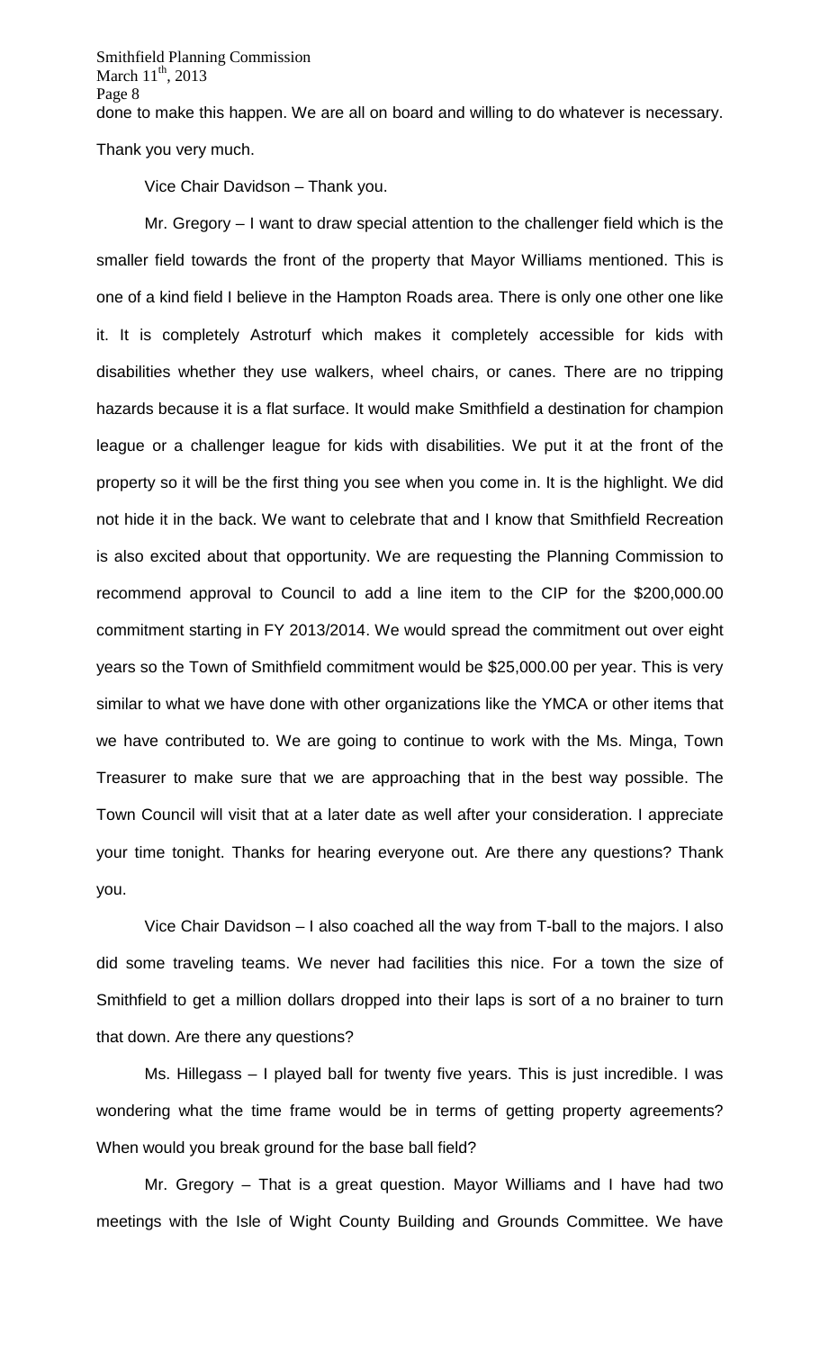done to make this happen. We are all on board and willing to do whatever is necessary. Thank you very much.

Vice Chair Davidson – Thank you.

Mr. Gregory – I want to draw special attention to the challenger field which is the smaller field towards the front of the property that Mayor Williams mentioned. This is one of a kind field I believe in the Hampton Roads area. There is only one other one like it. It is completely Astroturf which makes it completely accessible for kids with disabilities whether they use walkers, wheel chairs, or canes. There are no tripping hazards because it is a flat surface. It would make Smithfield a destination for champion league or a challenger league for kids with disabilities. We put it at the front of the property so it will be the first thing you see when you come in. It is the highlight. We did not hide it in the back. We want to celebrate that and I know that Smithfield Recreation is also excited about that opportunity. We are requesting the Planning Commission to recommend approval to Council to add a line item to the CIP for the $200,000.00 commitment starting in FY 2013/2014. We would spread the commitment out over eight years so the Town of Smithfield commitment would be $25,000.00 per year. This is very similar to what we have done with other organizations like the YMCA or other items that we have contributed to. We are going to continue to work with the Ms. Minga, Town Treasurer to make sure that we are approaching that in the best way possible. The Town Council will visit that at a later date as well after your consideration. I appreciate your time tonight. Thanks for hearing everyone out. Are there any questions? Thank you.

Vice Chair Davidson – I also coached all the way from T-ball to the majors. I also did some traveling teams. We never had facilities this nice. For a town the size of Smithfield to get a million dollars dropped into their laps is sort of a no brainer to turn that down. Are there any questions?

Ms. Hillegass – I played ball for twenty five years. This is just incredible. I was wondering what the time frame would be in terms of getting property agreements? When would you break ground for the base ball field?

Mr. Gregory – That is a great question. Mayor Williams and I have had two meetings with the Isle of Wight County Building and Grounds Committee. We have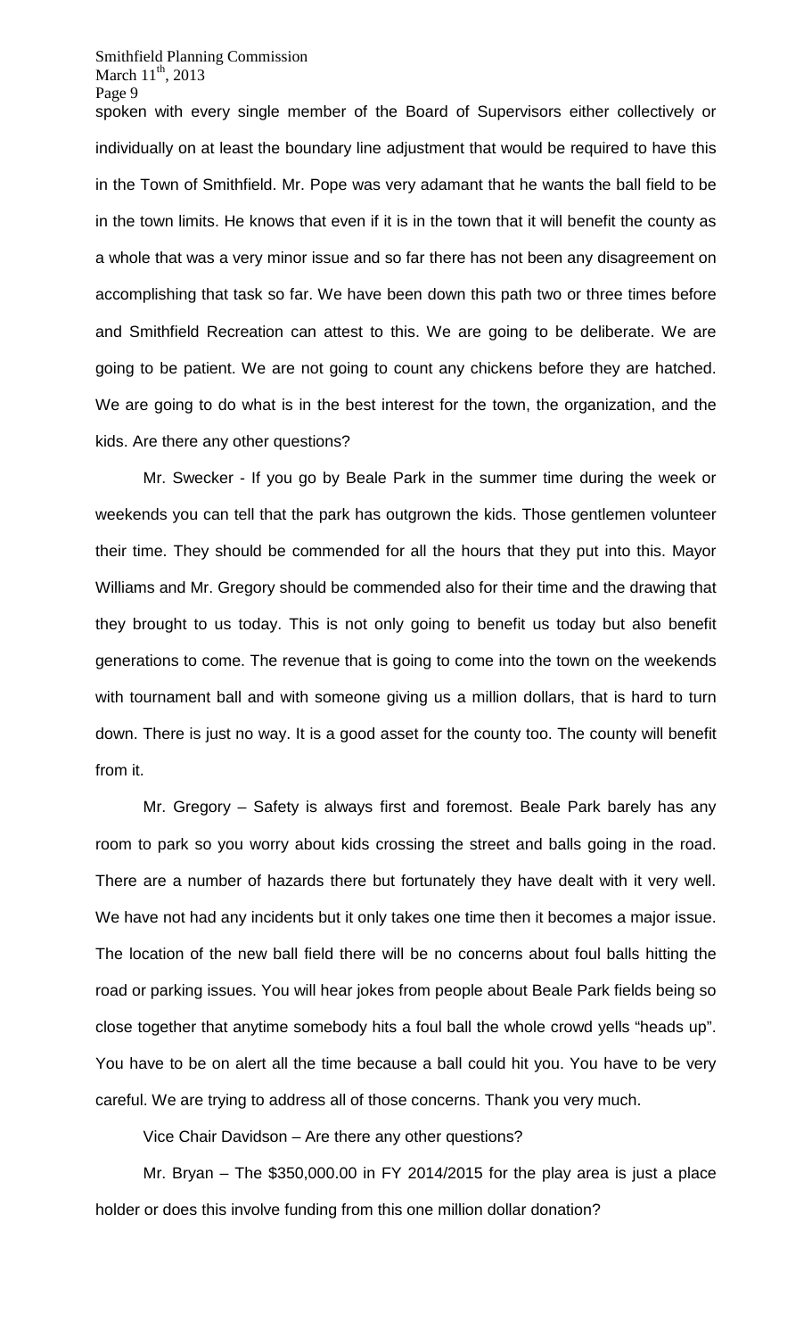spoken with every single member of the Board of Supervisors either collectively or individually on at least the boundary line adjustment that would be required to have this in the Town of Smithfield. Mr. Pope was very adamant that he wants the ball field to be in the town limits. He knows that even if it is in the town that it will benefit the county as a whole that was a very minor issue and so far there has not been any disagreement on accomplishing that task so far. We have been down this path two or three times before and Smithfield Recreation can attest to this. We are going to be deliberate. We are going to be patient. We are not going to count any chickens before they are hatched. We are going to do what is in the best interest for the town, the organization, and the kids. Are there any other questions?

Mr. Swecker - If you go by Beale Park in the summer time during the week or weekends you can tell that the park has outgrown the kids. Those gentlemen volunteer their time. They should be commended for all the hours that they put into this. Mayor Williams and Mr. Gregory should be commended also for their time and the drawing that they brought to us today. This is not only going to benefit us today but also benefit generations to come. The revenue that is going to come into the town on the weekends with tournament ball and with someone giving us a million dollars, that is hard to turn down. There is just no way. It is a good asset for the county too. The county will benefit from it.

Mr. Gregory – Safety is always first and foremost. Beale Park barely has any room to park so you worry about kids crossing the street and balls going in the road. There are a number of hazards there but fortunately they have dealt with it very well. We have not had any incidents but it only takes one time then it becomes a major issue. The location of the new ball field there will be no concerns about foul balls hitting the road or parking issues. You will hear jokes from people about Beale Park fields being so close together that anytime somebody hits a foul ball the whole crowd yells "heads up". You have to be on alert all the time because a ball could hit you. You have to be very careful. We are trying to address all of those concerns. Thank you very much.

Vice Chair Davidson – Are there any other questions?

Mr. Bryan – The $350,000.00 in FY 2014/2015 for the play area is just a place holder or does this involve funding from this one million dollar donation?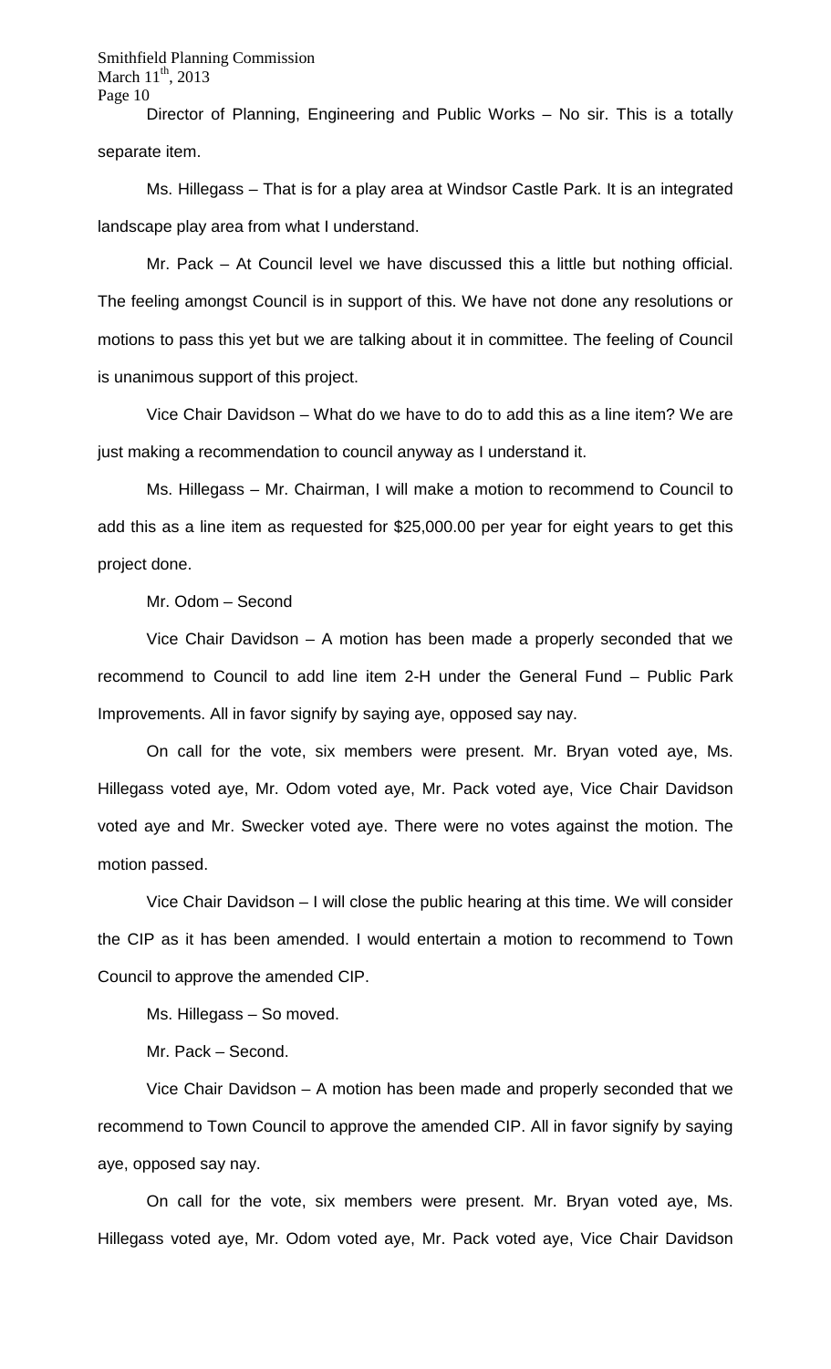Director of Planning, Engineering and Public Works – No sir. This is a totally separate item.

Ms. Hillegass – That is for a play area at Windsor Castle Park. It is an integrated landscape play area from what I understand.

Mr. Pack – At Council level we have discussed this a little but nothing official. The feeling amongst Council is in support of this. We have not done any resolutions or motions to pass this yet but we are talking about it in committee. The feeling of Council is unanimous support of this project.

Vice Chair Davidson – What do we have to do to add this as a line item? We are just making a recommendation to council anyway as I understand it.

Ms. Hillegass – Mr. Chairman, I will make a motion to recommend to Council to add this as a line item as requested for $25,000.00 per year for eight years to get this project done.

Mr. Odom – Second

Vice Chair Davidson – A motion has been made a properly seconded that we recommend to Council to add line item 2-H under the General Fund – Public Park Improvements. All in favor signify by saying aye, opposed say nay.

On call for the vote, six members were present. Mr. Bryan voted aye, Ms. Hillegass voted aye, Mr. Odom voted aye, Mr. Pack voted aye, Vice Chair Davidson voted aye and Mr. Swecker voted aye. There were no votes against the motion. The motion passed.

Vice Chair Davidson – I will close the public hearing at this time. We will consider the CIP as it has been amended. I would entertain a motion to recommend to Town Council to approve the amended CIP.

Ms. Hillegass – So moved.

Mr. Pack – Second.

Vice Chair Davidson – A motion has been made and properly seconded that we recommend to Town Council to approve the amended CIP. All in favor signify by saying aye, opposed say nay.

On call for the vote, six members were present. Mr. Bryan voted aye, Ms. Hillegass voted aye, Mr. Odom voted aye, Mr. Pack voted aye, Vice Chair Davidson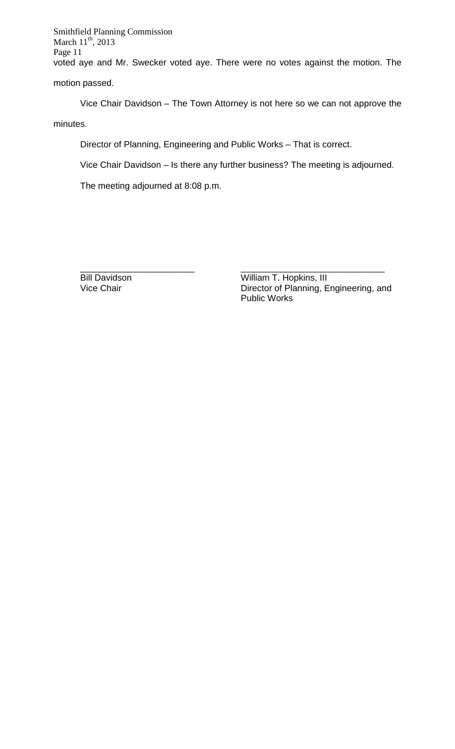voted aye and Mr. Swecker voted aye. There were no votes against the motion. The motion passed.

Vice Chair Davidson – The Town Attorney is not here so we can not approve the minutes.

Director of Planning, Engineering and Public Works – That is correct.

Vice Chair Davidson – Is there any further business? The meeting is adjourned.

The meeting adjourned at 8:08 p.m.

| | |
|---|---|
| \_\_\_\_\_\_\_\_\_\_\_\_\_\_\_\_\_\_\_\_\_\_\_\_ | \_\_\_\_\_\_\_\_\_\_\_\_\_\_\_\_\_\_\_\_\_\_\_\_\_\_\_\_\_\_ |
| Bill Davidson | William T. Hopkins, III |
| Vice Chair | Director of Planning, Engineering, and Public Works |